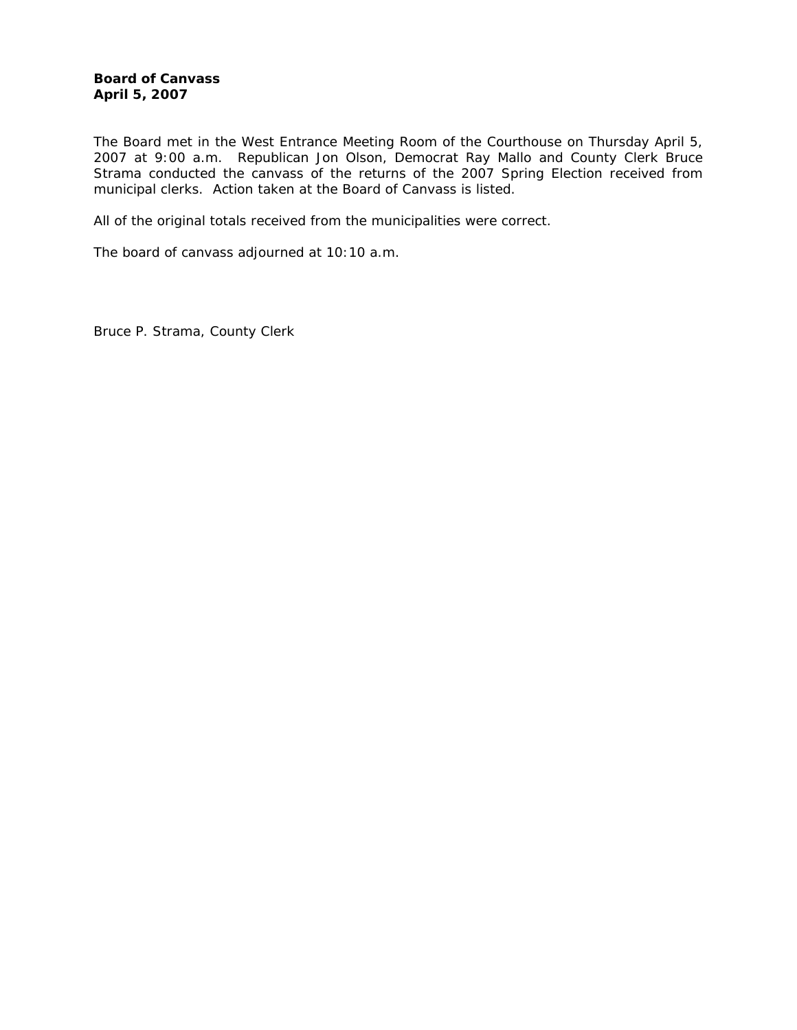**Board of Canvass**
**April 5, 2007**

The Board met in the West Entrance Meeting Room of the Courthouse on Thursday April 5, 2007 at 9:00 a.m. Republican Jon Olson, Democrat Ray Mallo and County Clerk Bruce Strama conducted the canvass of the returns of the 2007 Spring Election received from municipal clerks. Action taken at the Board of Canvass is listed.

All of the original totals received from the municipalities were correct.

The board of canvass adjourned at 10:10 a.m.

Bruce P. Strama, County Clerk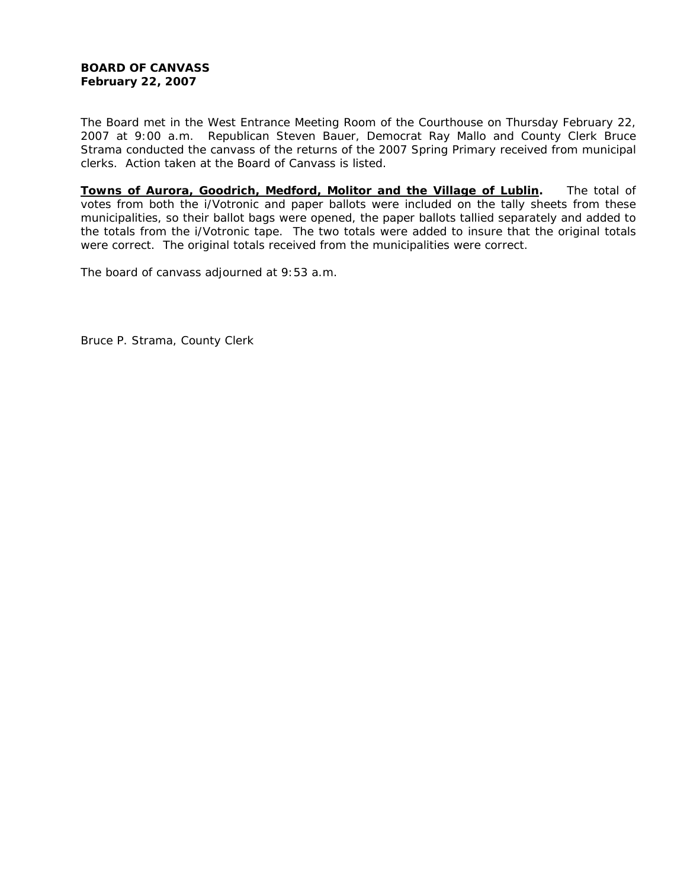**BOARD OF CANVASS**
**February 22, 2007**

The Board met in the West Entrance Meeting Room of the Courthouse on Thursday February 22, 2007 at 9:00 a.m. Republican Steven Bauer, Democrat Ray Mallo and County Clerk Bruce Strama conducted the canvass of the returns of the 2007 Spring Primary received from municipal clerks. Action taken at the Board of Canvass is listed.

**Towns of Aurora, Goodrich, Medford, Molitor and the Village of Lublin.** The total of votes from both the i/Votronic and paper ballots were included on the tally sheets from these municipalities, so their ballot bags were opened, the paper ballots tallied separately and added to the totals from the i/Votronic tape. The two totals were added to insure that the original totals were correct. The original totals received from the municipalities were correct.

The board of canvass adjourned at 9:53 a.m.

Bruce P. Strama, County Clerk